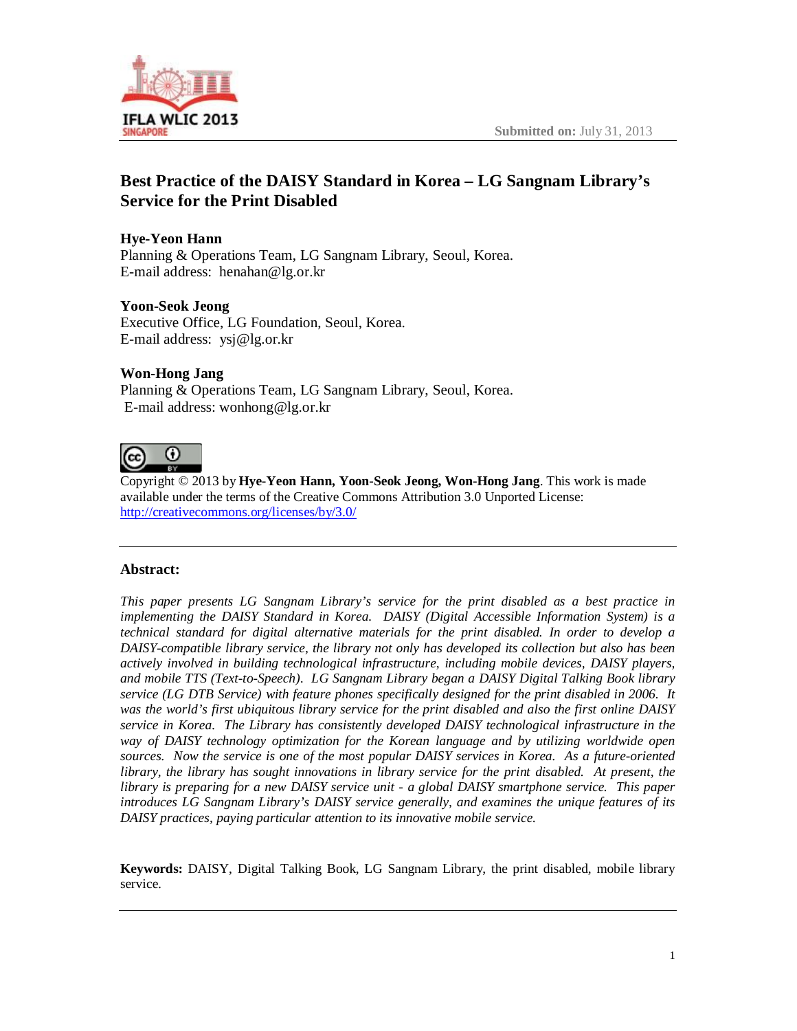Submitted on: July 31, 2013

# Best Practice of the DAISY Standard in Korea – LG Sangnam Library's Service for the Print Disabled

**Hye-Yeon Hann**
Planning & Operations Team, LG Sangnam Library, Seoul, Korea.
E-mail address: henahan@lg.or.kr

**Yoon-Seok Jeong**
Executive Office, LG Foundation, Seoul, Korea.
E-mail address: ysj@lg.or.kr

**Won-Hong Jang**
Planning & Operations Team, LG Sangnam Library, Seoul, Korea.
E-mail address: wonhong@lg.or.kr

Copyright © 2013 by **Hye-Yeon Hann, Yoon-Seok Jeong, Won-Hong Jang**. This work is made available under the terms of the Creative Commons Attribution 3.0 Unported License: http://creativecommons.org/licenses/by/3.0/

---

**Abstract:**

*This paper presents LG Sangnam Library's service for the print disabled as a best practice in implementing the DAISY Standard in Korea. DAISY (Digital Accessible Information System) is a technical standard for digital alternative materials for the print disabled. In order to develop a DAISY-compatible library service, the library not only has developed its collection but also has been actively involved in building technological infrastructure, including mobile devices, DAISY players, and mobile TTS (Text-to-Speech). LG Sangnam Library began a DAISY Digital Talking Book library service (LG DTB Service) with feature phones specifically designed for the print disabled in 2006. It was the world's first ubiquitous library service for the print disabled and also the first online DAISY service in Korea. The Library has consistently developed DAISY technological infrastructure in the way of DAISY technology optimization for the Korean language and by utilizing worldwide open sources. Now the service is one of the most popular DAISY services in Korea. As a future-oriented library, the library has sought innovations in library service for the print disabled. At present, the library is preparing for a new DAISY service unit - a global DAISY smartphone service. This paper introduces LG Sangnam Library's DAISY service generally, and examines the unique features of its DAISY practices, paying particular attention to its innovative mobile service.*

**Keywords:** DAISY, Digital Talking Book, LG Sangnam Library, the print disabled, mobile library service.

---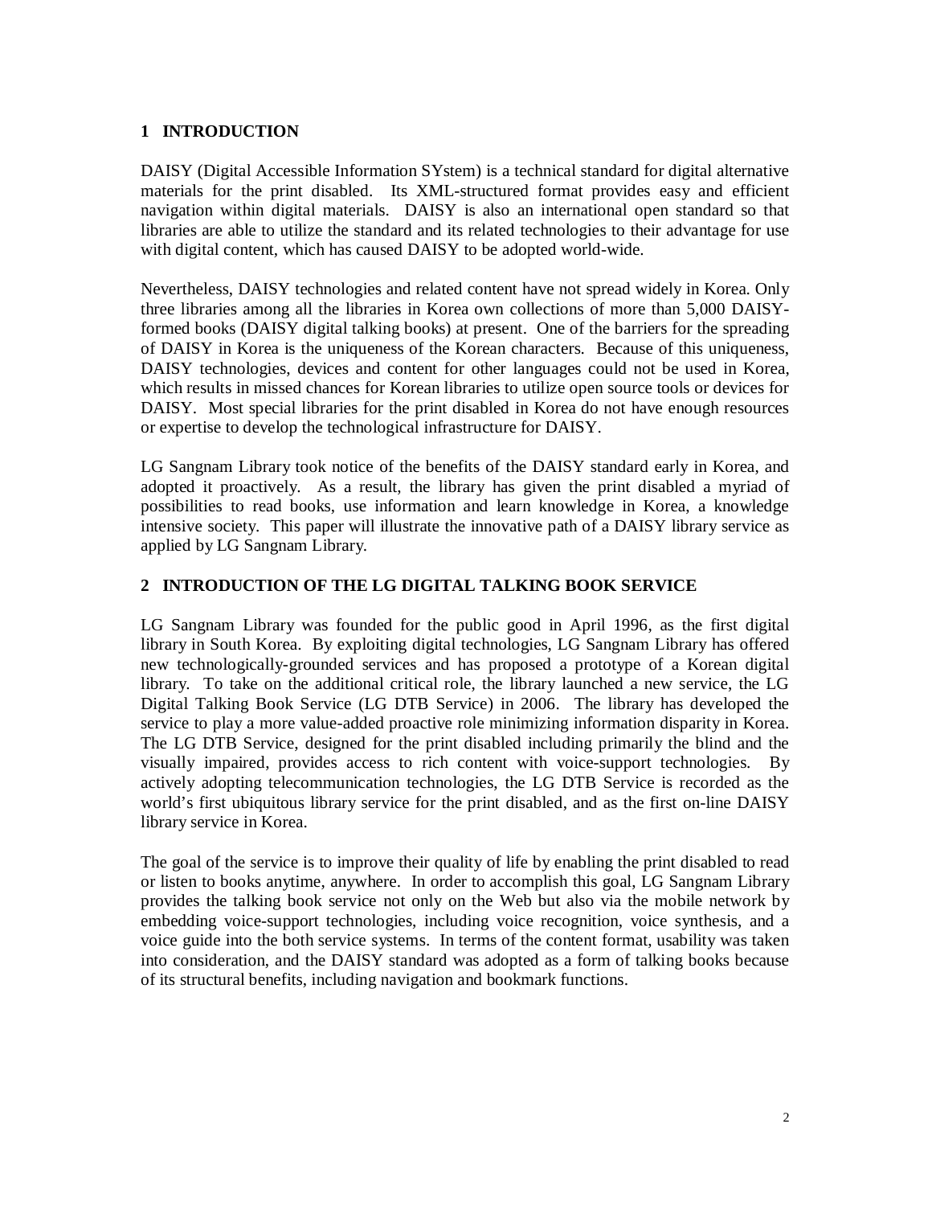## 1 INTRODUCTION

DAISY (Digital Accessible Information SYstem) is a technical standard for digital alternative materials for the print disabled. Its XML-structured format provides easy and efficient navigation within digital materials. DAISY is also an international open standard so that libraries are able to utilize the standard and its related technologies to their advantage for use with digital content, which has caused DAISY to be adopted world-wide.

Nevertheless, DAISY technologies and related content have not spread widely in Korea. Only three libraries among all the libraries in Korea own collections of more than 5,000 DAISY-formed books (DAISY digital talking books) at present. One of the barriers for the spreading of DAISY in Korea is the uniqueness of the Korean characters. Because of this uniqueness, DAISY technologies, devices and content for other languages could not be used in Korea, which results in missed chances for Korean libraries to utilize open source tools or devices for DAISY. Most special libraries for the print disabled in Korea do not have enough resources or expertise to develop the technological infrastructure for DAISY.

LG Sangnam Library took notice of the benefits of the DAISY standard early in Korea, and adopted it proactively. As a result, the library has given the print disabled a myriad of possibilities to read books, use information and learn knowledge in Korea, a knowledge intensive society. This paper will illustrate the innovative path of a DAISY library service as applied by LG Sangnam Library.

## 2 INTRODUCTION OF THE LG DIGITAL TALKING BOOK SERVICE

LG Sangnam Library was founded for the public good in April 1996, as the first digital library in South Korea. By exploiting digital technologies, LG Sangnam Library has offered new technologically-grounded services and has proposed a prototype of a Korean digital library. To take on the additional critical role, the library launched a new service, the LG Digital Talking Book Service (LG DTB Service) in 2006. The library has developed the service to play a more value-added proactive role minimizing information disparity in Korea. The LG DTB Service, designed for the print disabled including primarily the blind and the visually impaired, provides access to rich content with voice-support technologies. By actively adopting telecommunication technologies, the LG DTB Service is recorded as the world's first ubiquitous library service for the print disabled, and as the first on-line DAISY library service in Korea.

The goal of the service is to improve their quality of life by enabling the print disabled to read or listen to books anytime, anywhere. In order to accomplish this goal, LG Sangnam Library provides the talking book service not only on the Web but also via the mobile network by embedding voice-support technologies, including voice recognition, voice synthesis, and a voice guide into the both service systems. In terms of the content format, usability was taken into consideration, and the DAISY standard was adopted as a form of talking books because of its structural benefits, including navigation and bookmark functions.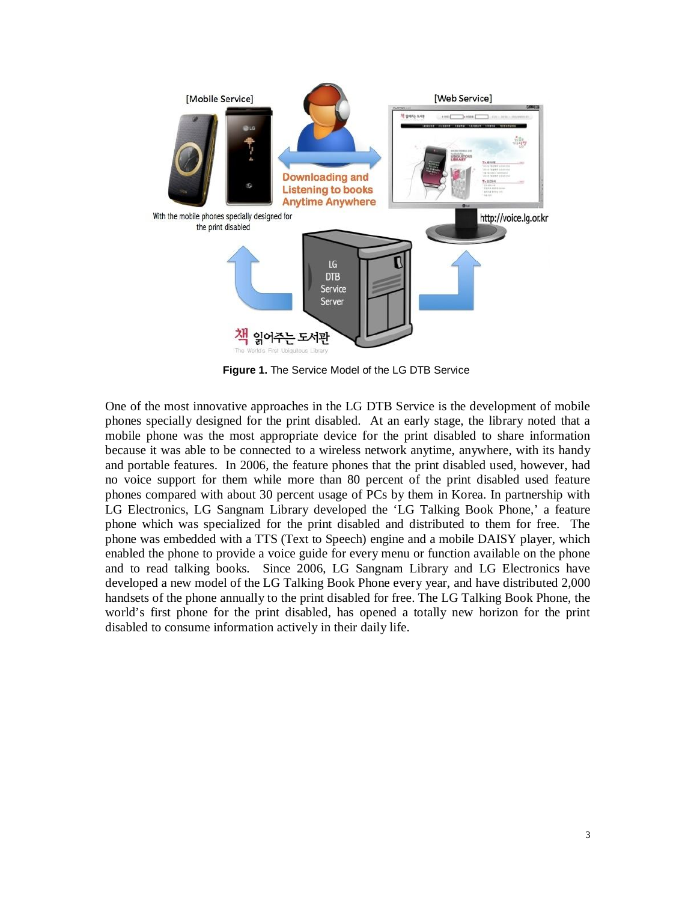**Figure 1.** The Service Model of the LG DTB Service

One of the most innovative approaches in the LG DTB Service is the development of mobile phones specially designed for the print disabled. At an early stage, the library noted that a mobile phone was the most appropriate device for the print disabled to share information because it was able to be connected to a wireless network anytime, anywhere, with its handy and portable features. In 2006, the feature phones that the print disabled used, however, had no voice support for them while more than 80 percent of the print disabled used feature phones compared with about 30 percent usage of PCs by them in Korea. In partnership with LG Electronics, LG Sangnam Library developed the 'LG Talking Book Phone,' a feature phone which was specialized for the print disabled and distributed to them for free. The phone was embedded with a TTS (Text to Speech) engine and a mobile DAISY player, which enabled the phone to provide a voice guide for every menu or function available on the phone and to read talking books. Since 2006, LG Sangnam Library and LG Electronics have developed a new model of the LG Talking Book Phone every year, and have distributed 2,000 handsets of the phone annually to the print disabled for free. The LG Talking Book Phone, the world's first phone for the print disabled, has opened a totally new horizon for the print disabled to consume information actively in their daily life.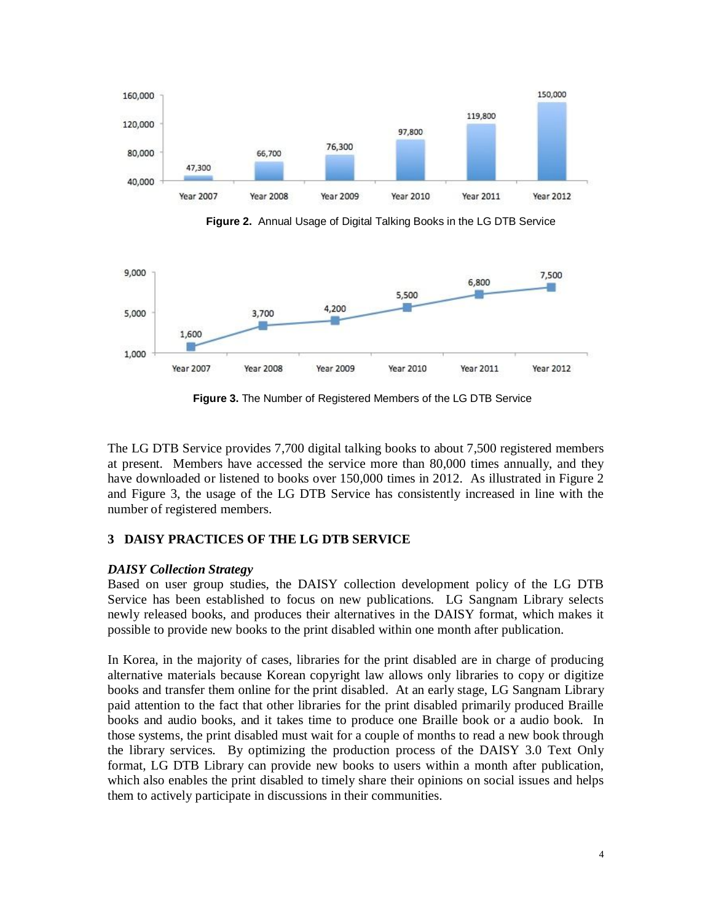Figure 2. Annual Usage of Digital Talking Books in the LG DTB Service

Figure 3. The Number of Registered Members of the LG DTB Service

The LG DTB Service provides 7,700 digital talking books to about 7,500 registered members at present. Members have accessed the service more than 80,000 times annually, and they have downloaded or listened to books over 150,000 times in 2012. As illustrated in Figure 2 and Figure 3, the usage of the LG DTB Service has consistently increased in line with the number of registered members.

## 3 DAISY PRACTICES OF THE LG DTB SERVICE

***DAISY Collection Strategy***

Based on user group studies, the DAISY collection development policy of the LG DTB Service has been established to focus on new publications. LG Sangnam Library selects newly released books, and produces their alternatives in the DAISY format, which makes it possible to provide new books to the print disabled within one month after publication.

In Korea, in the majority of cases, libraries for the print disabled are in charge of producing alternative materials because Korean copyright law allows only libraries to copy or digitize books and transfer them online for the print disabled. At an early stage, LG Sangnam Library paid attention to the fact that other libraries for the print disabled primarily produced Braille books and audio books, and it takes time to produce one Braille book or a audio book. In those systems, the print disabled must wait for a couple of months to read a new book through the library services. By optimizing the production process of the DAISY 3.0 Text Only format, LG DTB Library can provide new books to users within a month after publication, which also enables the print disabled to timely share their opinions on social issues and helps them to actively participate in discussions in their communities.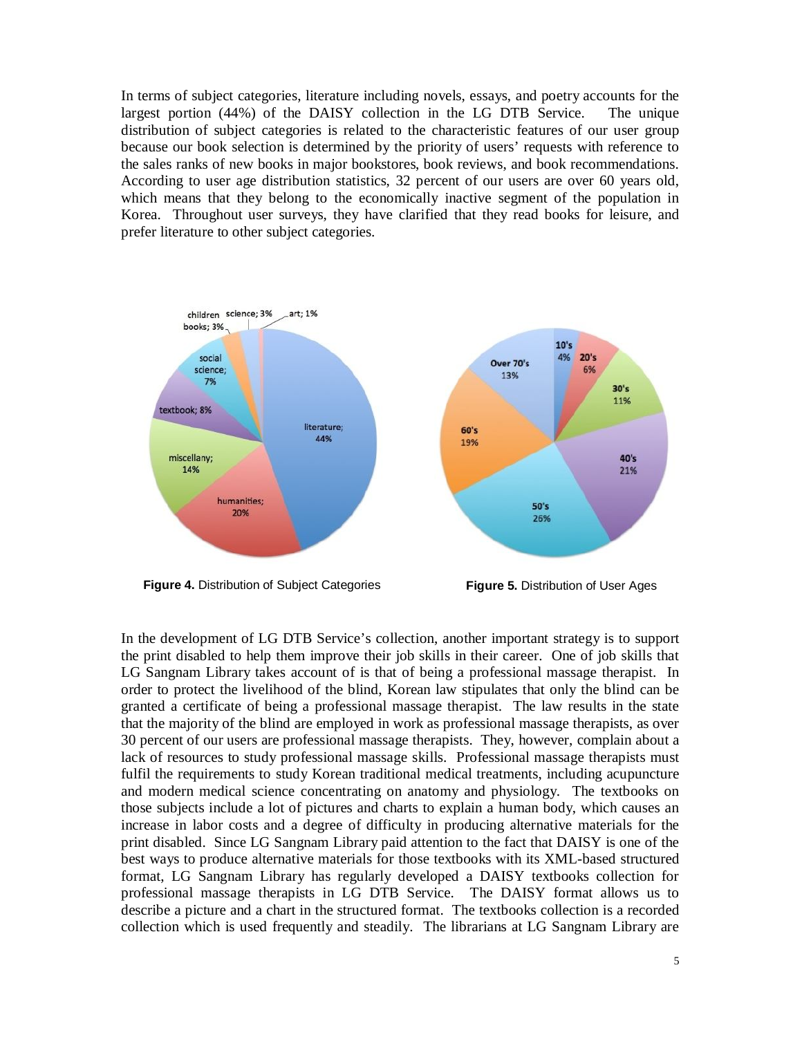In terms of subject categories, literature including novels, essays, and poetry accounts for the largest portion (44%) of the DAISY collection in the LG DTB Service. The unique distribution of subject categories is related to the characteristic features of our user group because our book selection is determined by the priority of users' requests with reference to the sales ranks of new books in major bookstores, book reviews, and book recommendations. According to user age distribution statistics, 32 percent of our users are over 60 years old, which means that they belong to the economically inactive segment of the population in Korea. Throughout user surveys, they have clarified that they read books for leisure, and prefer literature to other subject categories.

**Figure 4.** Distribution of Subject Categories

**Figure 5.** Distribution of User Ages

In the development of LG DTB Service's collection, another important strategy is to support the print disabled to help them improve their job skills in their career. One of job skills that LG Sangnam Library takes account of is that of being a professional massage therapist. In order to protect the livelihood of the blind, Korean law stipulates that only the blind can be granted a certificate of being a professional massage therapist. The law results in the state that the majority of the blind are employed in work as professional massage therapists, as over 30 percent of our users are professional massage therapists. They, however, complain about a lack of resources to study professional massage skills. Professional massage therapists must fulfil the requirements to study Korean traditional medical treatments, including acupuncture and modern medical science concentrating on anatomy and physiology. The textbooks on those subjects include a lot of pictures and charts to explain a human body, which causes an increase in labor costs and a degree of difficulty in producing alternative materials for the print disabled. Since LG Sangnam Library paid attention to the fact that DAISY is one of the best ways to produce alternative materials for those textbooks with its XML-based structured format, LG Sangnam Library has regularly developed a DAISY textbooks collection for professional massage therapists in LG DTB Service. The DAISY format allows us to describe a picture and a chart in the structured format. The textbooks collection is a recorded collection which is used frequently and steadily. The librarians at LG Sangnam Library are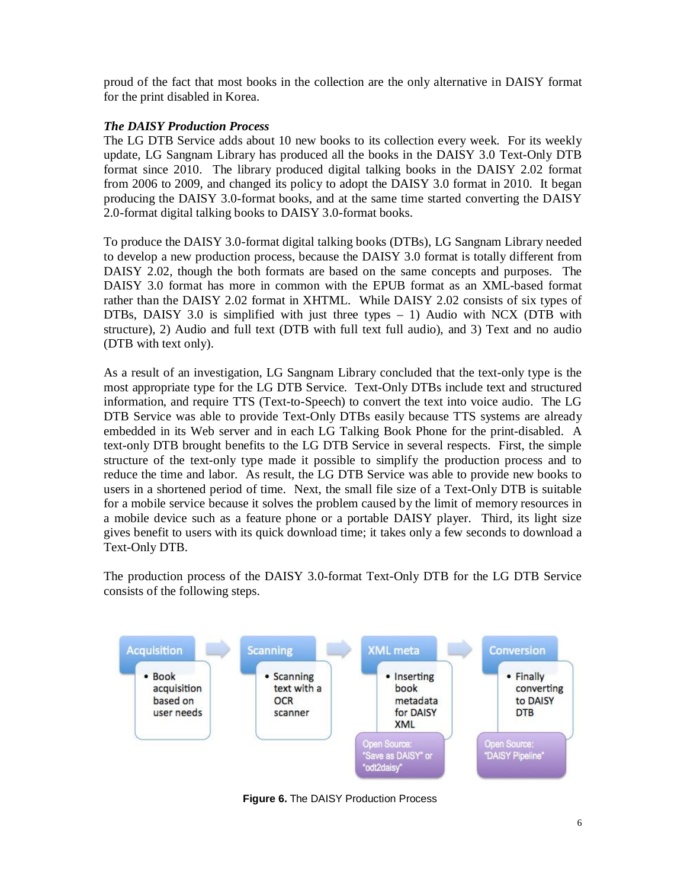proud of the fact that most books in the collection are the only alternative in DAISY format for the print disabled in Korea.

***The DAISY Production Process***

The LG DTB Service adds about 10 new books to its collection every week. For its weekly update, LG Sangnam Library has produced all the books in the DAISY 3.0 Text-Only DTB format since 2010. The library produced digital talking books in the DAISY 2.02 format from 2006 to 2009, and changed its policy to adopt the DAISY 3.0 format in 2010. It began producing the DAISY 3.0-format books, and at the same time started converting the DAISY 2.0-format digital talking books to DAISY 3.0-format books.

To produce the DAISY 3.0-format digital talking books (DTBs), LG Sangnam Library needed to develop a new production process, because the DAISY 3.0 format is totally different from DAISY 2.02, though the both formats are based on the same concepts and purposes. The DAISY 3.0 format has more in common with the EPUB format as an XML-based format rather than the DAISY 2.02 format in XHTML. While DAISY 2.02 consists of six types of DTBs, DAISY 3.0 is simplified with just three types – 1) Audio with NCX (DTB with structure), 2) Audio and full text (DTB with full text full audio), and 3) Text and no audio (DTB with text only).

As a result of an investigation, LG Sangnam Library concluded that the text-only type is the most appropriate type for the LG DTB Service. Text-Only DTBs include text and structured information, and require TTS (Text-to-Speech) to convert the text into voice audio. The LG DTB Service was able to provide Text-Only DTBs easily because TTS systems are already embedded in its Web server and in each LG Talking Book Phone for the print-disabled. A text-only DTB brought benefits to the LG DTB Service in several respects. First, the simple structure of the text-only type made it possible to simplify the production process and to reduce the time and labor. As result, the LG DTB Service was able to provide new books to users in a shortened period of time. Next, the small file size of a Text-Only DTB is suitable for a mobile service because it solves the problem caused by the limit of memory resources in a mobile device such as a feature phone or a portable DAISY player. Third, its light size gives benefit to users with its quick download time; it takes only a few seconds to download a Text-Only DTB.

The production process of the DAISY 3.0-format Text-Only DTB for the LG DTB Service consists of the following steps.

| Acquisition | Scanning | XML meta | Conversion |
|---|---|---|---|
| Book acquisition based on user needs | Scanning text with a OCR scanner | Inserting book metadata for DAISY XML | Finally converting to DAISY DTB |
| | | Open Source: "Save as DAISY" or "odt2daisy" | Open Source: "DAISY Pipeline" |

**Figure 6.** The DAISY Production Process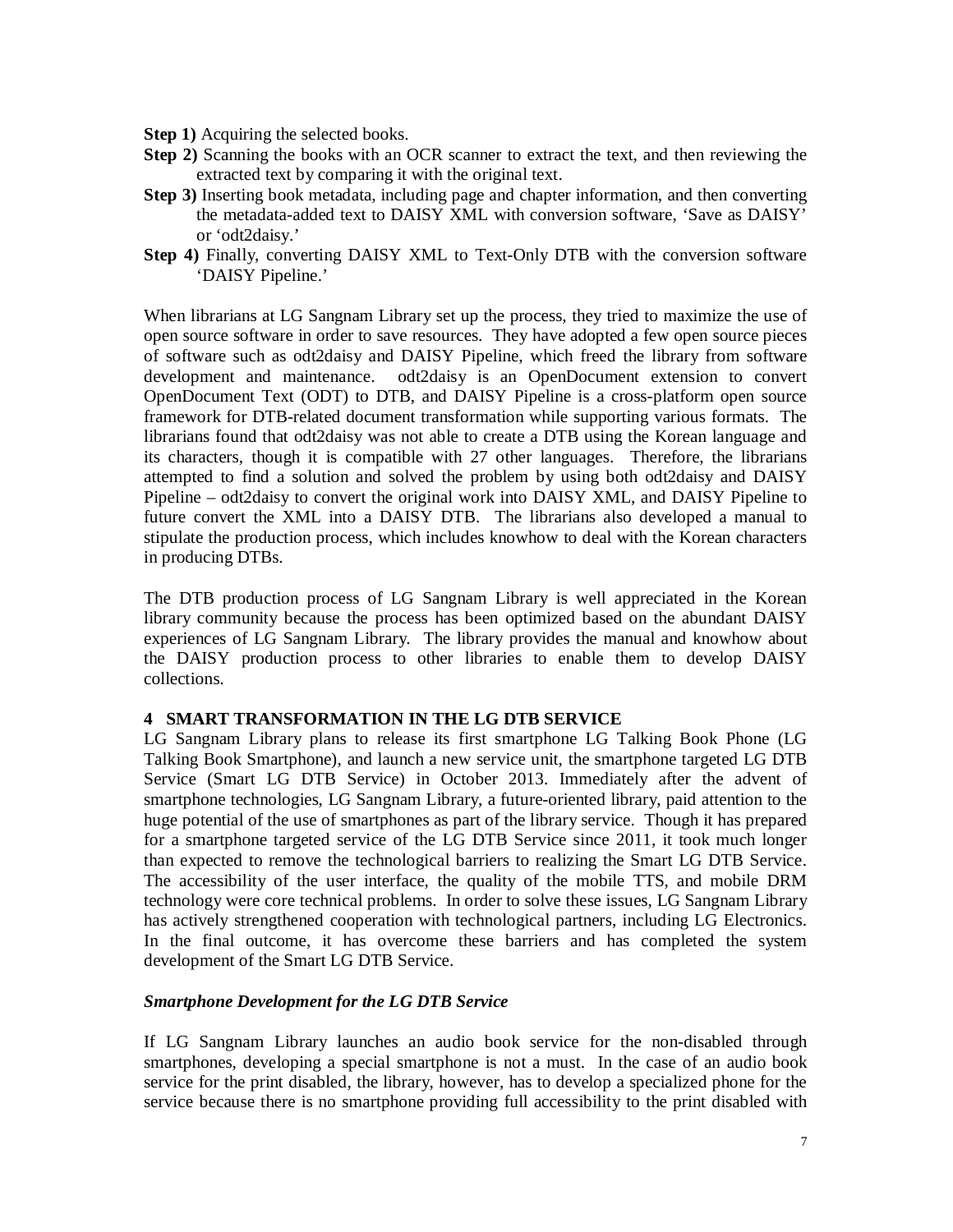**Step 1)** Acquiring the selected books.

**Step 2)** Scanning the books with an OCR scanner to extract the text, and then reviewing the extracted text by comparing it with the original text.

**Step 3)** Inserting book metadata, including page and chapter information, and then converting the metadata-added text to DAISY XML with conversion software, 'Save as DAISY' or 'odt2daisy.'

**Step 4)** Finally, converting DAISY XML to Text-Only DTB with the conversion software 'DAISY Pipeline.'

When librarians at LG Sangnam Library set up the process, they tried to maximize the use of open source software in order to save resources. They have adopted a few open source pieces of software such as odt2daisy and DAISY Pipeline, which freed the library from software development and maintenance. odt2daisy is an OpenDocument extension to convert OpenDocument Text (ODT) to DTB, and DAISY Pipeline is a cross-platform open source framework for DTB-related document transformation while supporting various formats. The librarians found that odt2daisy was not able to create a DTB using the Korean language and its characters, though it is compatible with 27 other languages. Therefore, the librarians attempted to find a solution and solved the problem by using both odt2daisy and DAISY Pipeline – odt2daisy to convert the original work into DAISY XML, and DAISY Pipeline to future convert the XML into a DAISY DTB. The librarians also developed a manual to stipulate the production process, which includes knowhow to deal with the Korean characters in producing DTBs.

The DTB production process of LG Sangnam Library is well appreciated in the Korean library community because the process has been optimized based on the abundant DAISY experiences of LG Sangnam Library. The library provides the manual and knowhow about the DAISY production process to other libraries to enable them to develop DAISY collections.

## 4 SMART TRANSFORMATION IN THE LG DTB SERVICE

LG Sangnam Library plans to release its first smartphone LG Talking Book Phone (LG Talking Book Smartphone), and launch a new service unit, the smartphone targeted LG DTB Service (Smart LG DTB Service) in October 2013. Immediately after the advent of smartphone technologies, LG Sangnam Library, a future-oriented library, paid attention to the huge potential of the use of smartphones as part of the library service. Though it has prepared for a smartphone targeted service of the LG DTB Service since 2011, it took much longer than expected to remove the technological barriers to realizing the Smart LG DTB Service. The accessibility of the user interface, the quality of the mobile TTS, and mobile DRM technology were core technical problems. In order to solve these issues, LG Sangnam Library has actively strengthened cooperation with technological partners, including LG Electronics. In the final outcome, it has overcome these barriers and has completed the system development of the Smart LG DTB Service.

### *Smartphone Development for the LG DTB Service*

If LG Sangnam Library launches an audio book service for the non-disabled through smartphones, developing a special smartphone is not a must. In the case of an audio book service for the print disabled, the library, however, has to develop a specialized phone for the service because there is no smartphone providing full accessibility to the print disabled with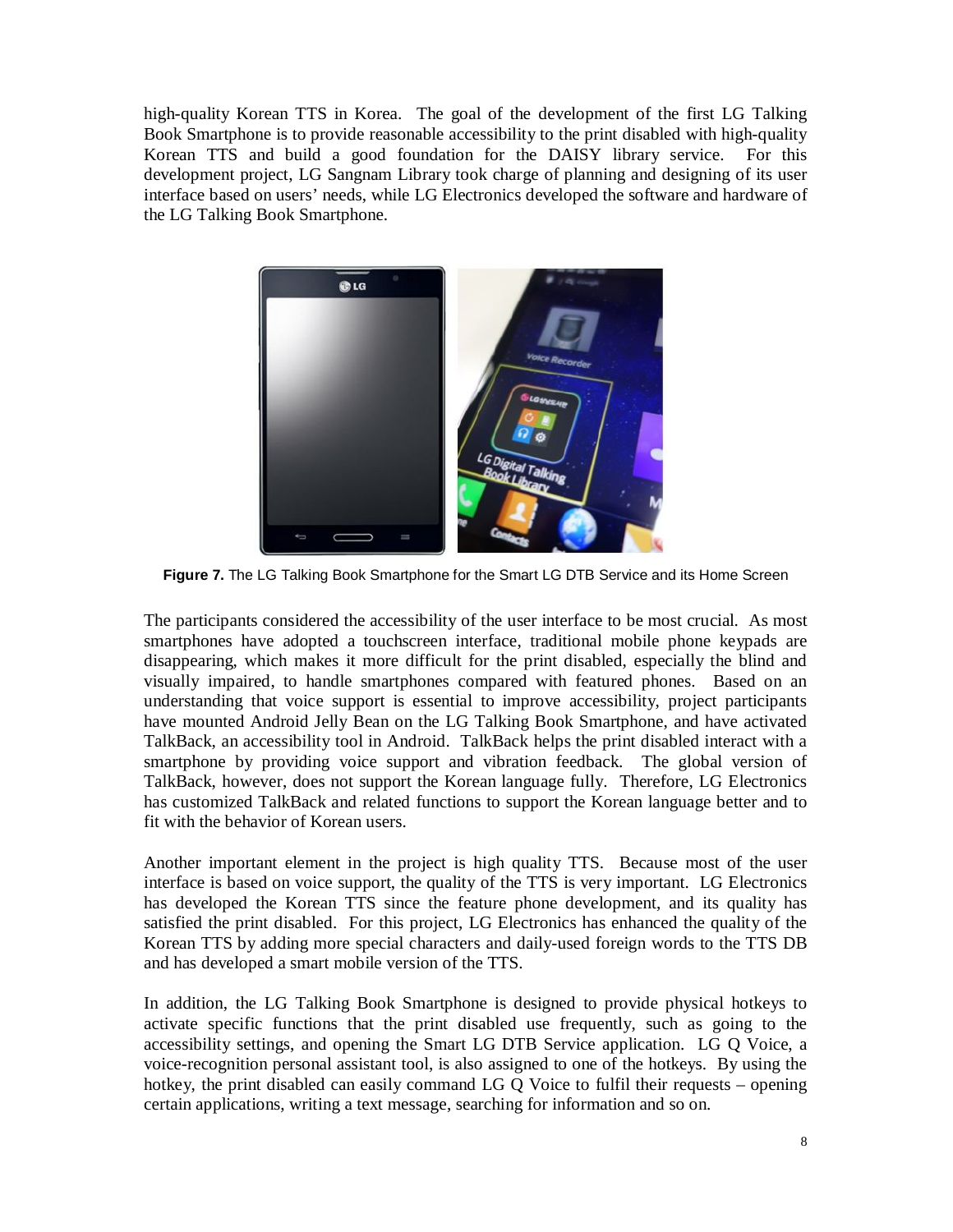high-quality Korean TTS in Korea. The goal of the development of the first LG Talking Book Smartphone is to provide reasonable accessibility to the print disabled with high-quality Korean TTS and build a good foundation for the DAISY library service. For this development project, LG Sangnam Library took charge of planning and designing of its user interface based on users' needs, while LG Electronics developed the software and hardware of the LG Talking Book Smartphone.

**Figure 7.** The LG Talking Book Smartphone for the Smart LG DTB Service and its Home Screen

The participants considered the accessibility of the user interface to be most crucial. As most smartphones have adopted a touchscreen interface, traditional mobile phone keypads are disappearing, which makes it more difficult for the print disabled, especially the blind and visually impaired, to handle smartphones compared with featured phones. Based on an understanding that voice support is essential to improve accessibility, project participants have mounted Android Jelly Bean on the LG Talking Book Smartphone, and have activated TalkBack, an accessibility tool in Android. TalkBack helps the print disabled interact with a smartphone by providing voice support and vibration feedback. The global version of TalkBack, however, does not support the Korean language fully. Therefore, LG Electronics has customized TalkBack and related functions to support the Korean language better and to fit with the behavior of Korean users.

Another important element in the project is high quality TTS. Because most of the user interface is based on voice support, the quality of the TTS is very important. LG Electronics has developed the Korean TTS since the feature phone development, and its quality has satisfied the print disabled. For this project, LG Electronics has enhanced the quality of the Korean TTS by adding more special characters and daily-used foreign words to the TTS DB and has developed a smart mobile version of the TTS.

In addition, the LG Talking Book Smartphone is designed to provide physical hotkeys to activate specific functions that the print disabled use frequently, such as going to the accessibility settings, and opening the Smart LG DTB Service application. LG Q Voice, a voice-recognition personal assistant tool, is also assigned to one of the hotkeys. By using the hotkey, the print disabled can easily command LG Q Voice to fulfil their requests – opening certain applications, writing a text message, searching for information and so on.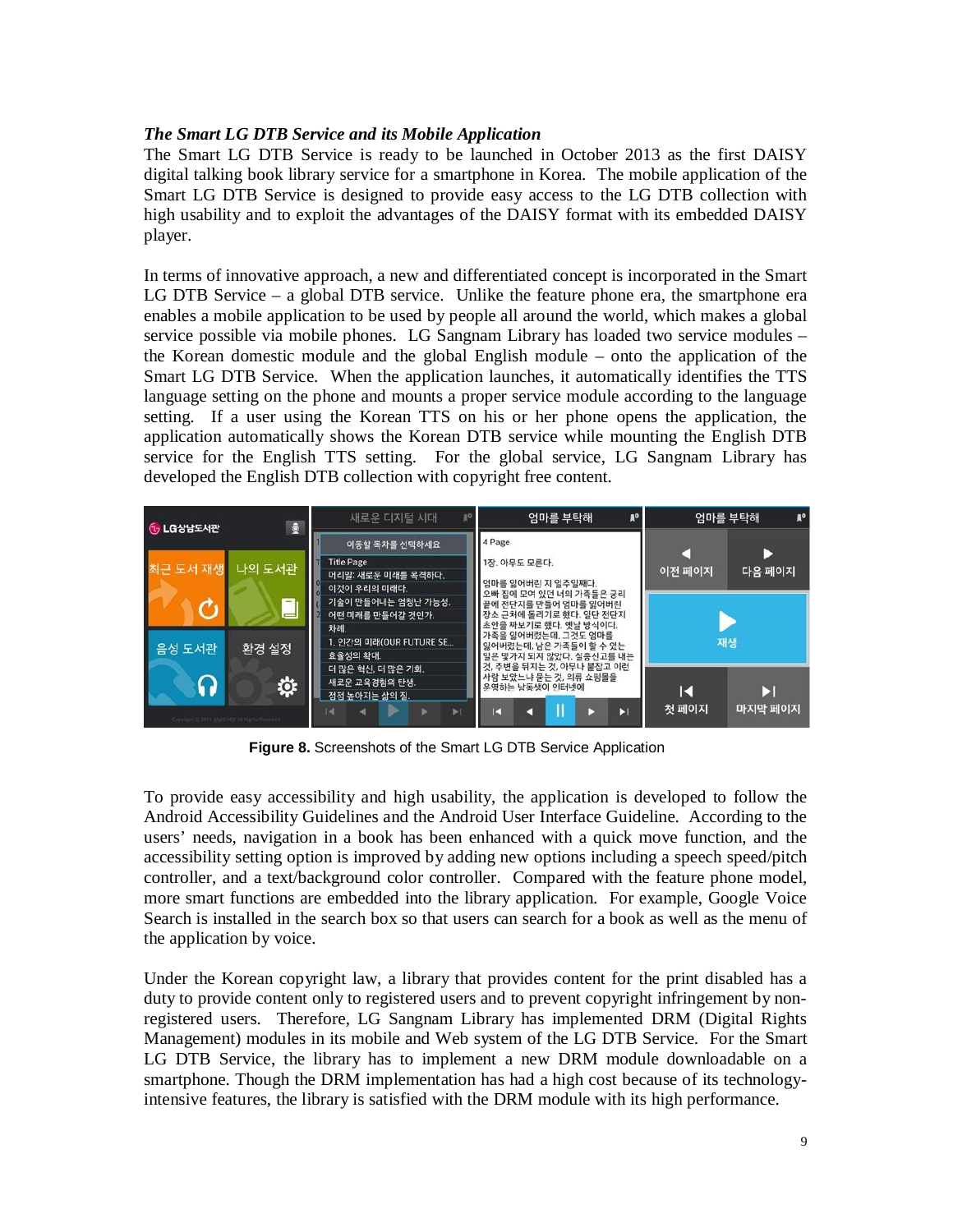***The Smart LG DTB Service and its Mobile Application***

The Smart LG DTB Service is ready to be launched in October 2013 as the first DAISY digital talking book library service for a smartphone in Korea. The mobile application of the Smart LG DTB Service is designed to provide easy access to the LG DTB collection with high usability and to exploit the advantages of the DAISY format with its embedded DAISY player.

In terms of innovative approach, a new and differentiated concept is incorporated in the Smart LG DTB Service – a global DTB service. Unlike the feature phone era, the smartphone era enables a mobile application to be used by people all around the world, which makes a global service possible via mobile phones. LG Sangnam Library has loaded two service modules – the Korean domestic module and the global English module – onto the application of the Smart LG DTB Service. When the application launches, it automatically identifies the TTS language setting on the phone and mounts a proper service module according to the language setting. If a user using the Korean TTS on his or her phone opens the application, the application automatically shows the Korean DTB service while mounting the English DTB service for the English TTS setting. For the global service, LG Sangnam Library has developed the English DTB collection with copyright free content.

**Figure 8.** Screenshots of the Smart LG DTB Service Application

To provide easy accessibility and high usability, the application is developed to follow the Android Accessibility Guidelines and the Android User Interface Guideline. According to the users' needs, navigation in a book has been enhanced with a quick move function, and the accessibility setting option is improved by adding new options including a speech speed/pitch controller, and a text/background color controller. Compared with the feature phone model, more smart functions are embedded into the library application. For example, Google Voice Search is installed in the search box so that users can search for a book as well as the menu of the application by voice.

Under the Korean copyright law, a library that provides content for the print disabled has a duty to provide content only to registered users and to prevent copyright infringement by non-registered users. Therefore, LG Sangnam Library has implemented DRM (Digital Rights Management) modules in its mobile and Web system of the LG DTB Service. For the Smart LG DTB Service, the library has to implement a new DRM module downloadable on a smartphone. Though the DRM implementation has had a high cost because of its technology-intensive features, the library is satisfied with the DRM module with its high performance.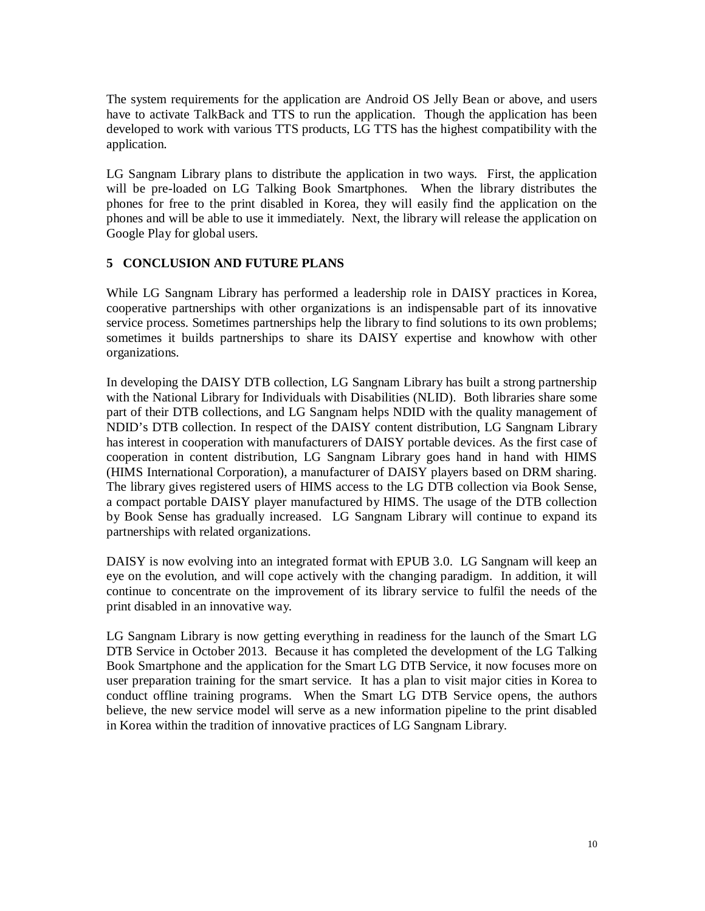The system requirements for the application are Android OS Jelly Bean or above, and users have to activate TalkBack and TTS to run the application. Though the application has been developed to work with various TTS products, LG TTS has the highest compatibility with the application.

LG Sangnam Library plans to distribute the application in two ways. First, the application will be pre-loaded on LG Talking Book Smartphones. When the library distributes the phones for free to the print disabled in Korea, they will easily find the application on the phones and will be able to use it immediately. Next, the library will release the application on Google Play for global users.

## 5 CONCLUSION AND FUTURE PLANS

While LG Sangnam Library has performed a leadership role in DAISY practices in Korea, cooperative partnerships with other organizations is an indispensable part of its innovative service process. Sometimes partnerships help the library to find solutions to its own problems; sometimes it builds partnerships to share its DAISY expertise and knowhow with other organizations.

In developing the DAISY DTB collection, LG Sangnam Library has built a strong partnership with the National Library for Individuals with Disabilities (NLID). Both libraries share some part of their DTB collections, and LG Sangnam helps NDID with the quality management of NDID's DTB collection. In respect of the DAISY content distribution, LG Sangnam Library has interest in cooperation with manufacturers of DAISY portable devices. As the first case of cooperation in content distribution, LG Sangnam Library goes hand in hand with HIMS (HIMS International Corporation), a manufacturer of DAISY players based on DRM sharing. The library gives registered users of HIMS access to the LG DTB collection via Book Sense, a compact portable DAISY player manufactured by HIMS. The usage of the DTB collection by Book Sense has gradually increased. LG Sangnam Library will continue to expand its partnerships with related organizations.

DAISY is now evolving into an integrated format with EPUB 3.0. LG Sangnam will keep an eye on the evolution, and will cope actively with the changing paradigm. In addition, it will continue to concentrate on the improvement of its library service to fulfil the needs of the print disabled in an innovative way.

LG Sangnam Library is now getting everything in readiness for the launch of the Smart LG DTB Service in October 2013. Because it has completed the development of the LG Talking Book Smartphone and the application for the Smart LG DTB Service, it now focuses more on user preparation training for the smart service. It has a plan to visit major cities in Korea to conduct offline training programs. When the Smart LG DTB Service opens, the authors believe, the new service model will serve as a new information pipeline to the print disabled in Korea within the tradition of innovative practices of LG Sangnam Library.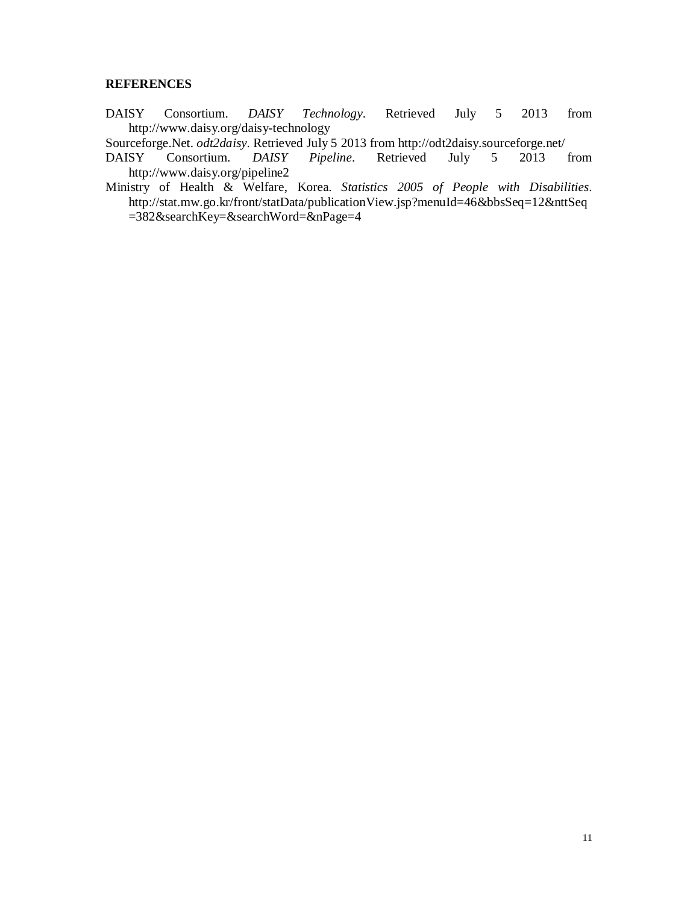## REFERENCES

DAISY Consortium. *DAISY Technology*. Retrieved July 5 2013 from http://www.daisy.org/daisy-technology

Sourceforge.Net. *odt2daisy*. Retrieved July 5 2013 from http://odt2daisy.sourceforge.net/

DAISY Consortium. *DAISY Pipeline*. Retrieved July 5 2013 from http://www.daisy.org/pipeline2

Ministry of Health & Welfare, Korea. *Statistics 2005 of People with Disabilities*. http://stat.mw.go.kr/front/statData/publicationView.jsp?menuId=46&bbsSeq=12&nttSeq=382&searchKey=&searchWord=&nPage=4